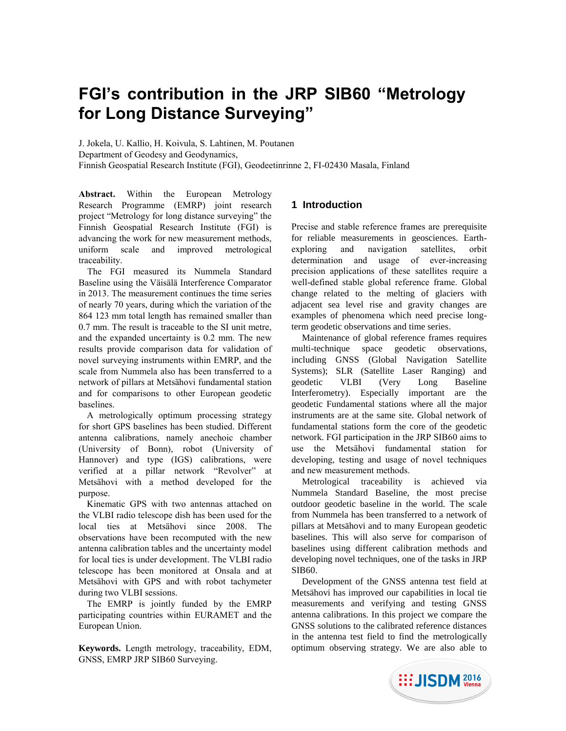# FGI's contribution in the JRP SIB60 "Metrology for Long Distance Surveying"

J. Jokela, U. Kallio, H. Koivula, S. Lahtinen, M. Poutanen
Department of Geodesy and Geodynamics,
Finnish Geospatial Research Institute (FGI), Geodeetinrinne 2, FI-02430 Masala, Finland

**Abstract.** Within the European Metrology Research Programme (EMRP) joint research project "Metrology for long distance surveying" the Finnish Geospatial Research Institute (FGI) is advancing the work for new measurement methods, uniform scale and improved metrological traceability.

The FGI measured its Nummela Standard Baseline using the Väisälä Interference Comparator in 2013. The measurement continues the time series of nearly 70 years, during which the variation of the 864 123 mm total length has remained smaller than 0.7 mm. The result is traceable to the SI unit metre, and the expanded uncertainty is 0.2 mm. The new results provide comparison data for validation of novel surveying instruments within EMRP, and the scale from Nummela also has been transferred to a network of pillars at Metsähovi fundamental station and for comparisons to other European geodetic baselines.

A metrologically optimum processing strategy for short GPS baselines has been studied. Different antenna calibrations, namely anechoic chamber (University of Bonn), robot (University of Hannover) and type (IGS) calibrations, were verified at a pillar network "Revolver" at Metsähovi with a method developed for the purpose.

Kinematic GPS with two antennas attached on the VLBI radio telescope dish has been used for the local ties at Metsähovi since 2008. The observations have been recomputed with the new antenna calibration tables and the uncertainty model for local ties is under development. The VLBI radio telescope has been monitored at Onsala and at Metsähovi with GPS and with robot tachymeter during two VLBI sessions.

The EMRP is jointly funded by the EMRP participating countries within EURAMET and the European Union.

**Keywords.** Length metrology, traceability, EDM, GNSS, EMRP JRP SIB60 Surveying.

## 1 Introduction

Precise and stable reference frames are prerequisite for reliable measurements in geosciences. Earth-exploring and navigation satellites, orbit determination and usage of ever-increasing precision applications of these satellites require a well-defined stable global reference frame. Global change related to the melting of glaciers with adjacent sea level rise and gravity changes are examples of phenomena which need precise long-term geodetic observations and time series.

Maintenance of global reference frames requires multi-technique space geodetic observations, including GNSS (Global Navigation Satellite Systems); SLR (Satellite Laser Ranging) and geodetic VLBI (Very Long Baseline Interferometry). Especially important are the geodetic Fundamental stations where all the major instruments are at the same site. Global network of fundamental stations form the core of the geodetic network. FGI participation in the JRP SIB60 aims to use the Metsähovi fundamental station for developing, testing and usage of novel techniques and new measurement methods.

Metrological traceability is achieved via Nummela Standard Baseline, the most precise outdoor geodetic baseline in the world. The scale from Nummela has been transferred to a network of pillars at Metsähovi and to many European geodetic baselines. This will also serve for comparison of baselines using different calibration methods and developing novel techniques, one of the tasks in JRP SIB60.

Development of the GNSS antenna test field at Metsähovi has improved our capabilities in local tie measurements and verifying and testing GNSS antenna calibrations. In this project we compare the GNSS solutions to the calibrated reference distances in the antenna test field to find the metrologically optimum observing strategy. We are also able to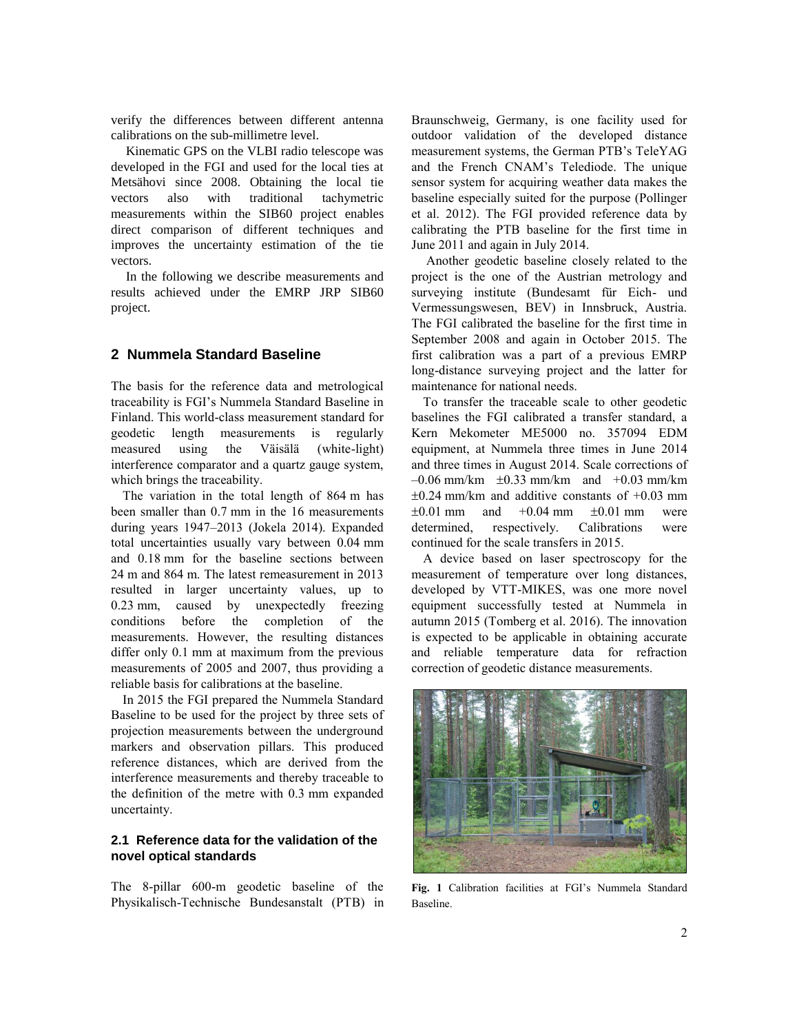verify the differences between different antenna calibrations on the sub-millimetre level.

Kinematic GPS on the VLBI radio telescope was developed in the FGI and used for the local ties at Metsähovi since 2008. Obtaining the local tie vectors also with traditional tachymetric measurements within the SIB60 project enables direct comparison of different techniques and improves the uncertainty estimation of the tie vectors.

In the following we describe measurements and results achieved under the EMRP JRP SIB60 project.

## 2 Nummela Standard Baseline

The basis for the reference data and metrological traceability is FGI's Nummela Standard Baseline in Finland. This world-class measurement standard for geodetic length measurements is regularly measured using the Väisälä (white-light) interference comparator and a quartz gauge system, which brings the traceability.

The variation in the total length of 864 m has been smaller than 0.7 mm in the 16 measurements during years 1947–2013 (Jokela 2014). Expanded total uncertainties usually vary between 0.04 mm and 0.18 mm for the baseline sections between 24 m and 864 m. The latest remeasurement in 2013 resulted in larger uncertainty values, up to 0.23 mm, caused by unexpectedly freezing conditions before the completion of the measurements. However, the resulting distances differ only 0.1 mm at maximum from the previous measurements of 2005 and 2007, thus providing a reliable basis for calibrations at the baseline.

In 2015 the FGI prepared the Nummela Standard Baseline to be used for the project by three sets of projection measurements between the underground markers and observation pillars. This produced reference distances, which are derived from the interference measurements and thereby traceable to the definition of the metre with 0.3 mm expanded uncertainty.

### 2.1 Reference data for the validation of the novel optical standards

The 8-pillar 600-m geodetic baseline of the Physikalisch-Technische Bundesanstalt (PTB) in Braunschweig, Germany, is one facility used for outdoor validation of the developed distance measurement systems, the German PTB's TeleYAG and the French CNAM's Telediode. The unique sensor system for acquiring weather data makes the baseline especially suited for the purpose (Pollinger et al. 2012). The FGI provided reference data by calibrating the PTB baseline for the first time in June 2011 and again in July 2014.

Another geodetic baseline closely related to the project is the one of the Austrian metrology and surveying institute (Bundesamt für Eich- und Vermessungswesen, BEV) in Innsbruck, Austria. The FGI calibrated the baseline for the first time in September 2008 and again in October 2015. The first calibration was a part of a previous EMRP long-distance surveying project and the latter for maintenance for national needs.

To transfer the traceable scale to other geodetic baselines the FGI calibrated a transfer standard, a Kern Mekometer ME5000 no. 357094 EDM equipment, at Nummela three times in June 2014 and three times in August 2014. Scale corrections of –0.06 mm/km ±0.33 mm/km and +0.03 mm/km ±0.24 mm/km and additive constants of +0.03 mm ±0.01 mm and +0.04 mm ±0.01 mm were determined, respectively. Calibrations were continued for the scale transfers in 2015.

A device based on laser spectroscopy for the measurement of temperature over long distances, developed by VTT-MIKES, was one more novel equipment successfully tested at Nummela in autumn 2015 (Tomberg et al. 2016). The innovation is expected to be applicable in obtaining accurate and reliable temperature data for refraction correction of geodetic distance measurements.

**Fig. 1** Calibration facilities at FGI's Nummela Standard Baseline.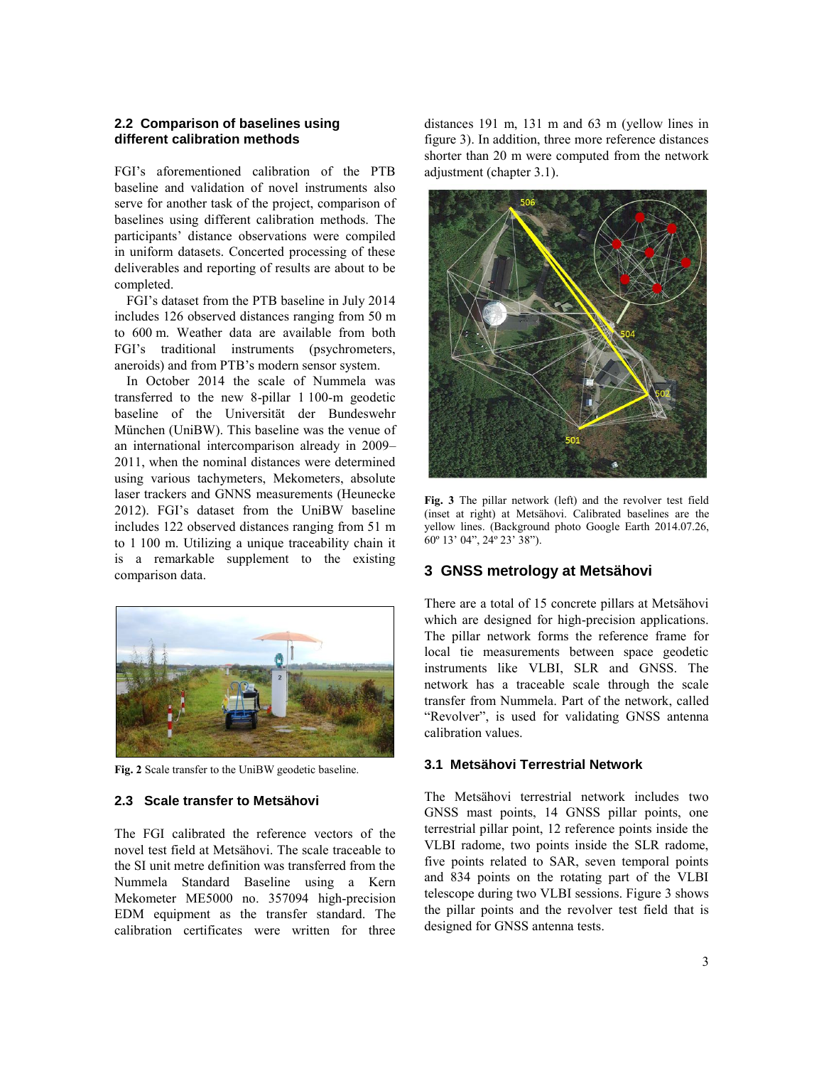### 2.2 Comparison of baselines using different calibration methods

FGI's aforementioned calibration of the PTB baseline and validation of novel instruments also serve for another task of the project, comparison of baselines using different calibration methods. The participants' distance observations were compiled in uniform datasets. Concerted processing of these deliverables and reporting of results are about to be completed.

FGI's dataset from the PTB baseline in July 2014 includes 126 observed distances ranging from 50 m to 600 m. Weather data are available from both FGI's traditional instruments (psychrometers, aneroids) and from PTB's modern sensor system.

In October 2014 the scale of Nummela was transferred to the new 8-pillar 1 100-m geodetic baseline of the Universität der Bundeswehr München (UniBW). This baseline was the venue of an international intercomparison already in 2009–2011, when the nominal distances were determined using various tachymeters, Mekometers, absolute laser trackers and GNNS measurements (Heunecke 2012). FGI's dataset from the UniBW baseline includes 122 observed distances ranging from 51 m to 1 100 m. Utilizing a unique traceability chain it is a remarkable supplement to the existing comparison data.

**Fig. 2** Scale transfer to the UniBW geodetic baseline.

### 2.3 Scale transfer to Metsähovi

The FGI calibrated the reference vectors of the novel test field at Metsähovi. The scale traceable to the SI unit metre definition was transferred from the Nummela Standard Baseline using a Kern Mekometer ME5000 no. 357094 high-precision EDM equipment as the transfer standard. The calibration certificates were written for three distances 191 m, 131 m and 63 m (yellow lines in figure 3). In addition, three more reference distances shorter than 20 m were computed from the network adjustment (chapter 3.1).

**Fig. 3** The pillar network (left) and the revolver test field (inset at right) at Metsähovi. Calibrated baselines are the yellow lines. (Background photo Google Earth 2014.07.26, 60º 13' 04", 24º 23' 38").

## 3 GNSS metrology at Metsähovi

There are a total of 15 concrete pillars at Metsähovi which are designed for high-precision applications. The pillar network forms the reference frame for local tie measurements between space geodetic instruments like VLBI, SLR and GNSS. The network has a traceable scale through the scale transfer from Nummela. Part of the network, called "Revolver", is used for validating GNSS antenna calibration values.

### 3.1 Metsähovi Terrestrial Network

The Metsähovi terrestrial network includes two GNSS mast points, 14 GNSS pillar points, one terrestrial pillar point, 12 reference points inside the VLBI radome, two points inside the SLR radome, five points related to SAR, seven temporal points and 834 points on the rotating part of the VLBI telescope during two VLBI sessions. Figure 3 shows the pillar points and the revolver test field that is designed for GNSS antenna tests.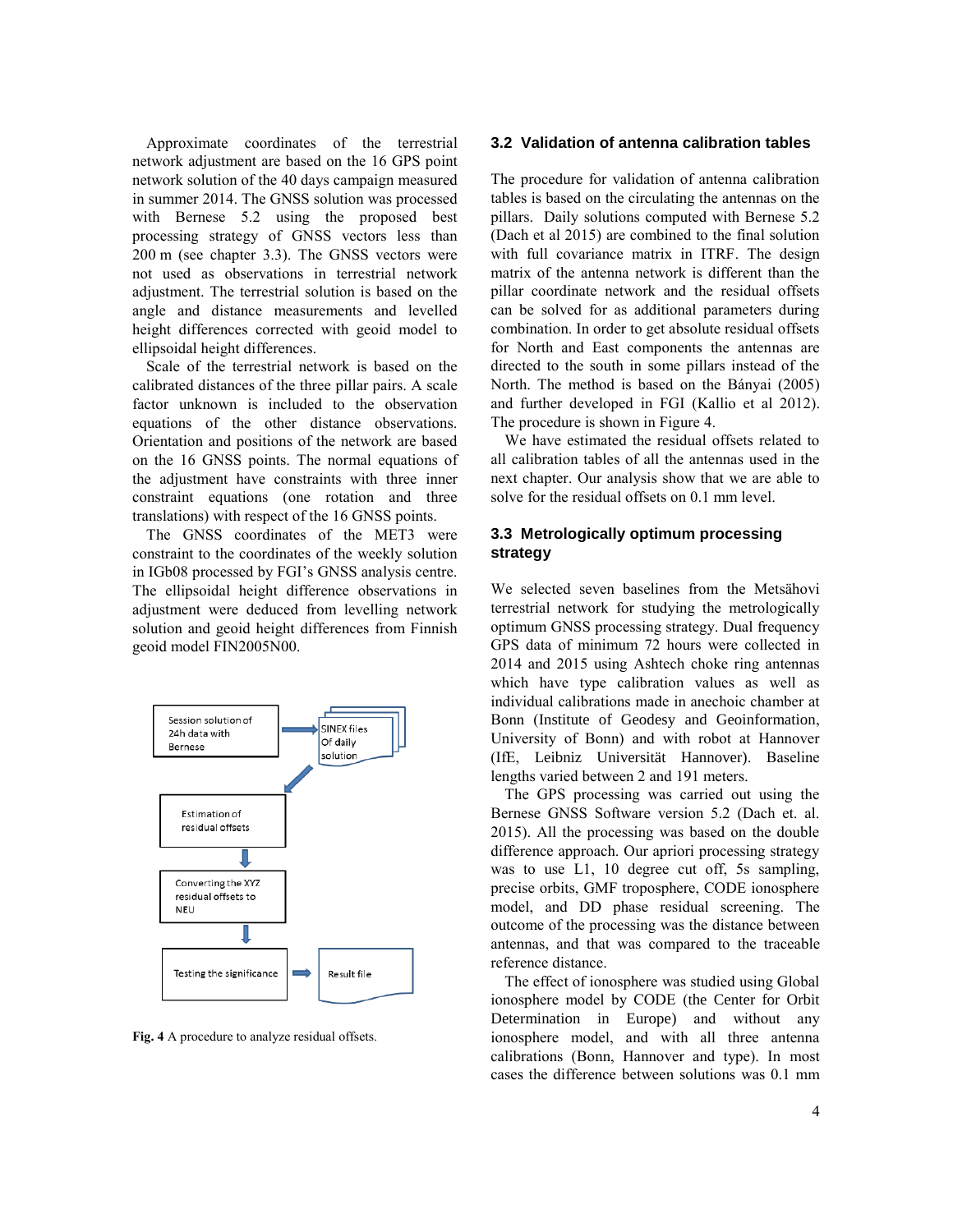Approximate coordinates of the terrestrial network adjustment are based on the 16 GPS point network solution of the 40 days campaign measured in summer 2014. The GNSS solution was processed with Bernese 5.2 using the proposed best processing strategy of GNSS vectors less than 200 m (see chapter 3.3). The GNSS vectors were not used as observations in terrestrial network adjustment. The terrestrial solution is based on the angle and distance measurements and levelled height differences corrected with geoid model to ellipsoidal height differences.

Scale of the terrestrial network is based on the calibrated distances of the three pillar pairs. A scale factor unknown is included to the observation equations of the other distance observations. Orientation and positions of the network are based on the 16 GNSS points. The normal equations of the adjustment have constraints with three inner constraint equations (one rotation and three translations) with respect of the 16 GNSS points.

The GNSS coordinates of the MET3 were constraint to the coordinates of the weekly solution in IGb08 processed by FGI's GNSS analysis centre. The ellipsoidal height difference observations in adjustment were deduced from levelling network solution and geoid height differences from Finnish geoid model FIN2005N00.

Session solution of 24h data with Bernese → SINEX files Of daily solution → Estimation of residual offsets → Converting the XYZ residual offsets to NEU → Testing the significance → Result file

**Fig. 4** A procedure to analyze residual offsets.

### 3.2 Validation of antenna calibration tables

The procedure for validation of antenna calibration tables is based on the circulating the antennas on the pillars. Daily solutions computed with Bernese 5.2 (Dach et al 2015) are combined to the final solution with full covariance matrix in ITRF. The design matrix of the antenna network is different than the pillar coordinate network and the residual offsets can be solved for as additional parameters during combination. In order to get absolute residual offsets for North and East components the antennas are directed to the south in some pillars instead of the North. The method is based on the Bányai (2005) and further developed in FGI (Kallio et al 2012). The procedure is shown in Figure 4.

We have estimated the residual offsets related to all calibration tables of all the antennas used in the next chapter. Our analysis show that we are able to solve for the residual offsets on 0.1 mm level.

### 3.3 Metrologically optimum processing strategy

We selected seven baselines from the Metsähovi terrestrial network for studying the metrologically optimum GNSS processing strategy. Dual frequency GPS data of minimum 72 hours were collected in 2014 and 2015 using Ashtech choke ring antennas which have type calibration values as well as individual calibrations made in anechoic chamber at Bonn (Institute of Geodesy and Geoinformation, University of Bonn) and with robot at Hannover (IfE, Leibniz Universität Hannover). Baseline lengths varied between 2 and 191 meters.

The GPS processing was carried out using the Bernese GNSS Software version 5.2 (Dach et. al. 2015). All the processing was based on the double difference approach. Our apriori processing strategy was to use L1, 10 degree cut off, 5s sampling, precise orbits, GMF troposphere, CODE ionosphere model, and DD phase residual screening. The outcome of the processing was the distance between antennas, and that was compared to the traceable reference distance.

The effect of ionosphere was studied using Global ionosphere model by CODE (the Center for Orbit Determination in Europe) and without any ionosphere model, and with all three antenna calibrations (Bonn, Hannover and type). In most cases the difference between solutions was 0.1 mm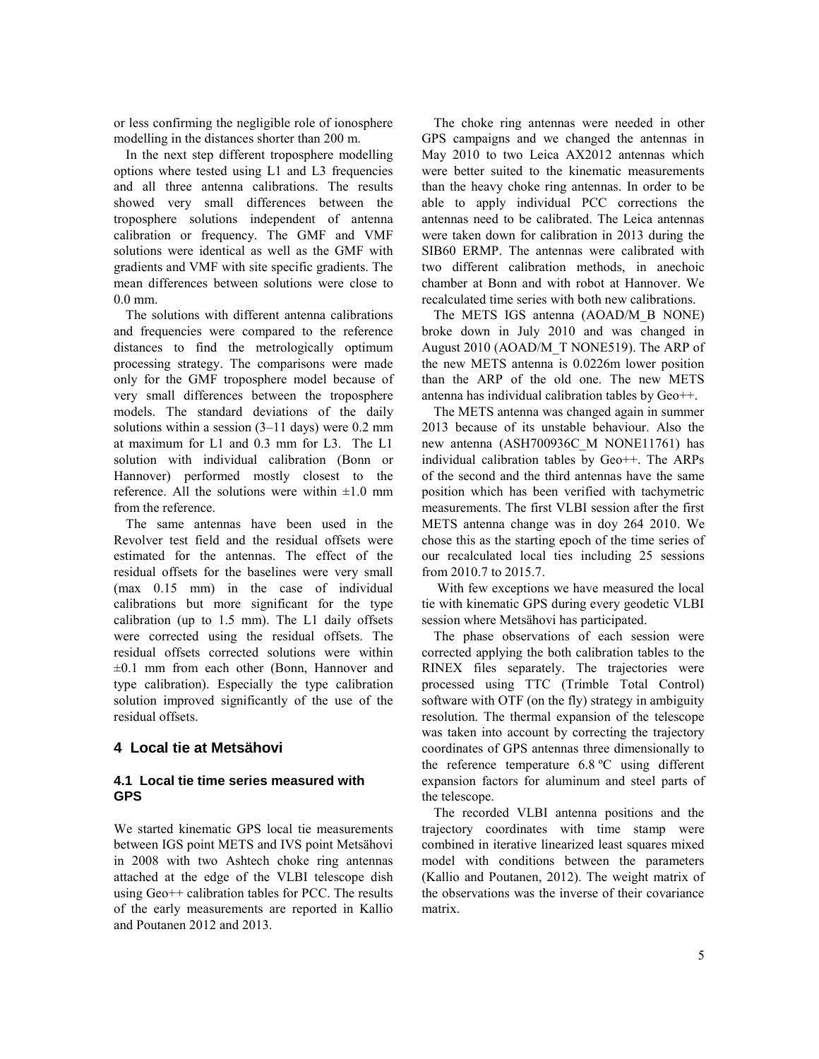or less confirming the negligible role of ionosphere modelling in the distances shorter than 200 m.

In the next step different troposphere modelling options where tested using L1 and L3 frequencies and all three antenna calibrations. The results showed very small differences between the troposphere solutions independent of antenna calibration or frequency. The GMF and VMF solutions were identical as well as the GMF with gradients and VMF with site specific gradients. The mean differences between solutions were close to 0.0 mm.

The solutions with different antenna calibrations and frequencies were compared to the reference distances to find the metrologically optimum processing strategy. The comparisons were made only for the GMF troposphere model because of very small differences between the troposphere models. The standard deviations of the daily solutions within a session (3–11 days) were 0.2 mm at maximum for L1 and 0.3 mm for L3. The L1 solution with individual calibration (Bonn or Hannover) performed mostly closest to the reference. All the solutions were within ±1.0 mm from the reference.

The same antennas have been used in the Revolver test field and the residual offsets were estimated for the antennas. The effect of the residual offsets for the baselines were very small (max 0.15 mm) in the case of individual calibrations but more significant for the type calibration (up to 1.5 mm). The L1 daily offsets were corrected using the residual offsets. The residual offsets corrected solutions were within ±0.1 mm from each other (Bonn, Hannover and type calibration). Especially the type calibration solution improved significantly of the use of the residual offsets.

## 4 Local tie at Metsähovi

### 4.1 Local tie time series measured with GPS

We started kinematic GPS local tie measurements between IGS point METS and IVS point Metsähovi in 2008 with two Ashtech choke ring antennas attached at the edge of the VLBI telescope dish using Geo++ calibration tables for PCC. The results of the early measurements are reported in Kallio and Poutanen 2012 and 2013.

The choke ring antennas were needed in other GPS campaigns and we changed the antennas in May 2010 to two Leica AX2012 antennas which were better suited to the kinematic measurements than the heavy choke ring antennas. In order to be able to apply individual PCC corrections the antennas need to be calibrated. The Leica antennas were taken down for calibration in 2013 during the SIB60 ERMP. The antennas were calibrated with two different calibration methods, in anechoic chamber at Bonn and with robot at Hannover. We recalculated time series with both new calibrations.

The METS IGS antenna (AOAD/M_B NONE) broke down in July 2010 and was changed in August 2010 (AOAD/M_T NONE519). The ARP of the new METS antenna is 0.0226m lower position than the ARP of the old one. The new METS antenna has individual calibration tables by Geo++.

The METS antenna was changed again in summer 2013 because of its unstable behaviour. Also the new antenna (ASH700936C_M NONE11761) has individual calibration tables by Geo++. The ARPs of the second and the third antennas have the same position which has been verified with tachymetric measurements. The first VLBI session after the first METS antenna change was in doy 264 2010. We chose this as the starting epoch of the time series of our recalculated local ties including 25 sessions from 2010.7 to 2015.7.

With few exceptions we have measured the local tie with kinematic GPS during every geodetic VLBI session where Metsähovi has participated.

The phase observations of each session were corrected applying the both calibration tables to the RINEX files separately. The trajectories were processed using TTC (Trimble Total Control) software with OTF (on the fly) strategy in ambiguity resolution. The thermal expansion of the telescope was taken into account by correcting the trajectory coordinates of GPS antennas three dimensionally to the reference temperature 6.8 ºC using different expansion factors for aluminum and steel parts of the telescope.

The recorded VLBI antenna positions and the trajectory coordinates with time stamp were combined in iterative linearized least squares mixed model with conditions between the parameters (Kallio and Poutanen, 2012). The weight matrix of the observations was the inverse of their covariance matrix.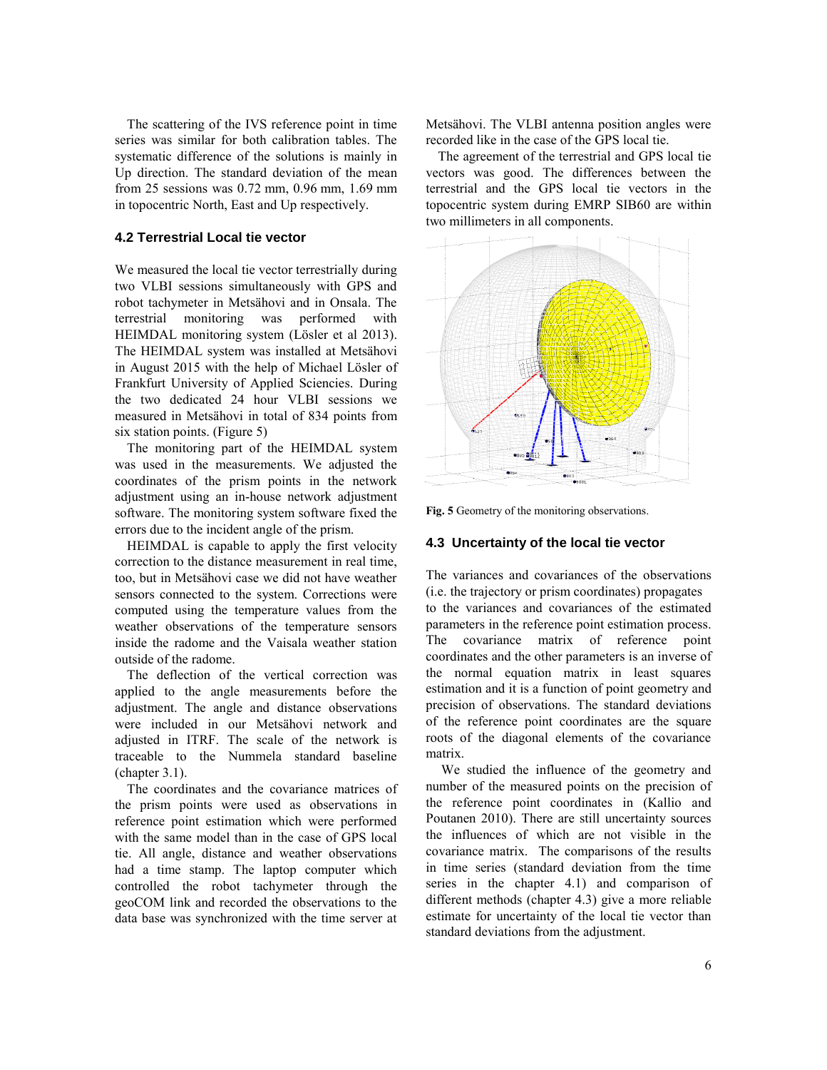The scattering of the IVS reference point in time series was similar for both calibration tables. The systematic difference of the solutions is mainly in Up direction. The standard deviation of the mean from 25 sessions was 0.72 mm, 0.96 mm, 1.69 mm in topocentric North, East and Up respectively.

### 4.2 Terrestrial Local tie vector

We measured the local tie vector terrestrially during two VLBI sessions simultaneously with GPS and robot tachymeter in Metsähovi and in Onsala. The terrestrial monitoring was performed with HEIMDAL monitoring system (Lösler et al 2013). The HEIMDAL system was installed at Metsähovi in August 2015 with the help of Michael Lösler of Frankfurt University of Applied Sciencies. During the two dedicated 24 hour VLBI sessions we measured in Metsähovi in total of 834 points from six station points. (Figure 5)

The monitoring part of the HEIMDAL system was used in the measurements. We adjusted the coordinates of the prism points in the network adjustment using an in-house network adjustment software. The monitoring system software fixed the errors due to the incident angle of the prism.

HEIMDAL is capable to apply the first velocity correction to the distance measurement in real time, too, but in Metsähovi case we did not have weather sensors connected to the system. Corrections were computed using the temperature values from the weather observations of the temperature sensors inside the radome and the Vaisala weather station outside of the radome.

The deflection of the vertical correction was applied to the angle measurements before the adjustment. The angle and distance observations were included in our Metsähovi network and adjusted in ITRF. The scale of the network is traceable to the Nummela standard baseline (chapter 3.1).

The coordinates and the covariance matrices of the prism points were used as observations in reference point estimation which were performed with the same model than in the case of GPS local tie. All angle, distance and weather observations had a time stamp. The laptop computer which controlled the robot tachymeter through the geoCOM link and recorded the observations to the data base was synchronized with the time server at Metsähovi. The VLBI antenna position angles were recorded like in the case of the GPS local tie.

The agreement of the terrestrial and GPS local tie vectors was good. The differences between the terrestrial and the GPS local tie vectors in the topocentric system during EMRP SIB60 are within two millimeters in all components.

**Fig. 5** Geometry of the monitoring observations.

### 4.3 Uncertainty of the local tie vector

The variances and covariances of the observations (i.e. the trajectory or prism coordinates) propagates to the variances and covariances of the estimated parameters in the reference point estimation process. The covariance matrix of reference point coordinates and the other parameters is an inverse of the normal equation matrix in least squares estimation and it is a function of point geometry and precision of observations. The standard deviations of the reference point coordinates are the square roots of the diagonal elements of the covariance matrix.

We studied the influence of the geometry and number of the measured points on the precision of the reference point coordinates in (Kallio and Poutanen 2010). There are still uncertainty sources the influences of which are not visible in the covariance matrix. The comparisons of the results in time series (standard deviation from the time series in the chapter 4.1) and comparison of different methods (chapter 4.3) give a more reliable estimate for uncertainty of the local tie vector than standard deviations from the adjustment.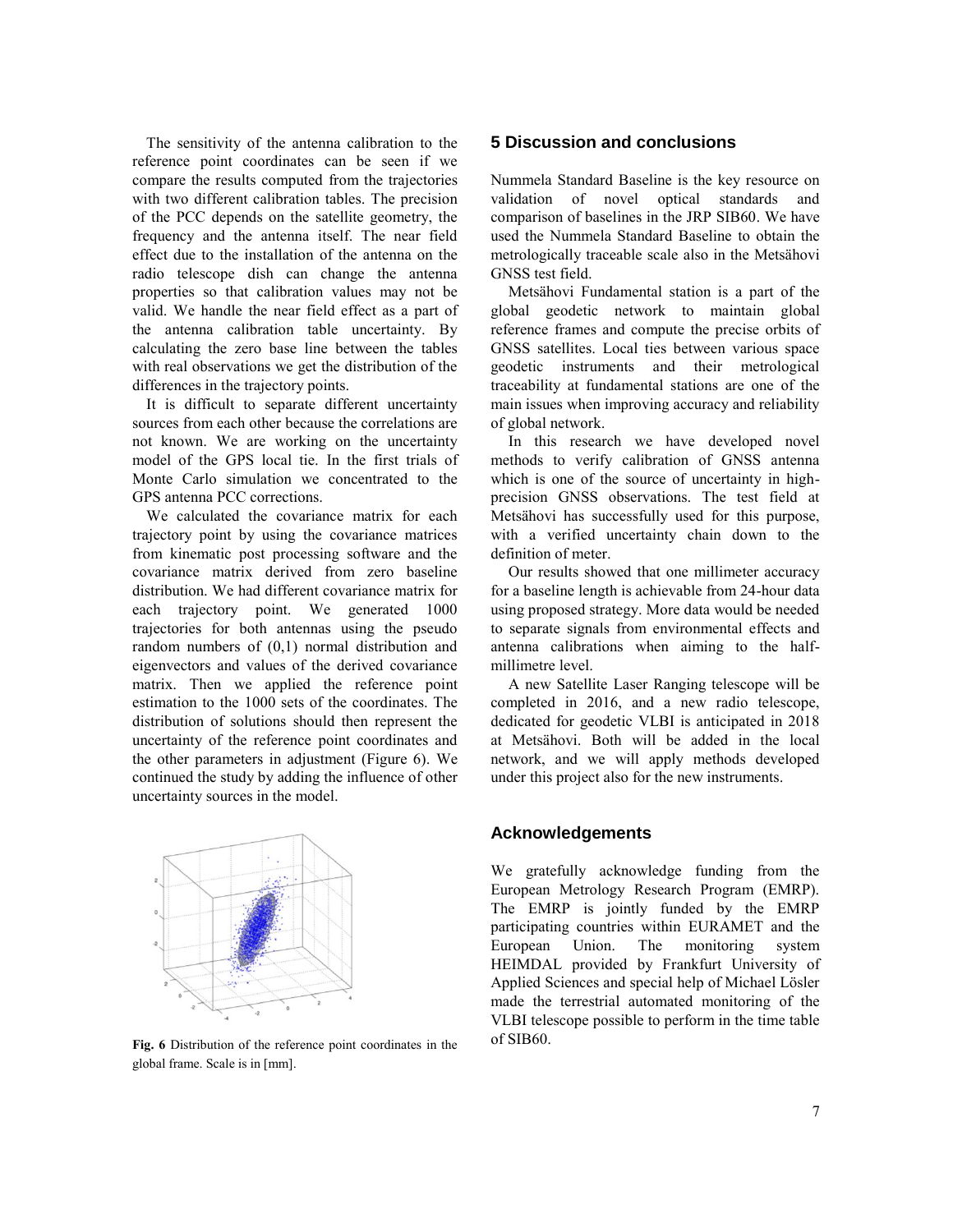The sensitivity of the antenna calibration to the reference point coordinates can be seen if we compare the results computed from the trajectories with two different calibration tables. The precision of the PCC depends on the satellite geometry, the frequency and the antenna itself. The near field effect due to the installation of the antenna on the radio telescope dish can change the antenna properties so that calibration values may not be valid. We handle the near field effect as a part of the antenna calibration uncertainty. By calculating the zero base line between the tables with real observations we get the distribution of the differences in the trajectory points.

It is difficult to separate different uncertainty sources from each other because the correlations are not known. We are working on the uncertainty model of the GPS local tie. In the first trials of Monte Carlo simulation we concentrated to the GPS antenna PCC corrections.

We calculated the covariance matrix for each trajectory point by using the covariance matrices from kinematic post processing software and the covariance matrix derived from zero baseline distribution. We had different covariance matrix for each trajectory point. We generated 1000 trajectories for both antennas using the pseudo random numbers of (0,1) normal distribution and eigenvectors and values of the derived covariance matrix. Then we applied the reference point estimation to the 1000 sets of the coordinates. The distribution of solutions should then represent the uncertainty of the reference point coordinates and the other parameters in adjustment (Figure 6). We continued the study by adding the influence of other uncertainty sources in the model.

**Fig. 6** Distribution of the reference point coordinates in the global frame. Scale is in [mm].

## 5 Discussion and conclusions

Nummela Standard Baseline is the key resource on validation of novel optical standards and comparison of baselines in the JRP SIB60. We have used the Nummela Standard Baseline to obtain the metrologically traceable scale also in the Metsähovi GNSS test field.

Metsähovi Fundamental station is a part of the global geodetic network to maintain global reference frames and compute the precise orbits of GNSS satellites. Local ties between various space geodetic instruments and their metrological traceability at fundamental stations are one of the main issues when improving accuracy and reliability of global network.

In this research we have developed novel methods to verify calibration of GNSS antenna which is one of the source of uncertainty in high-precision GNSS observations. The test field at Metsähovi has successfully used for this purpose, with a verified uncertainty chain down to the definition of meter.

Our results showed that one millimeter accuracy for a baseline length is achievable from 24-hour data using proposed strategy. More data would be needed to separate signals from environmental effects and antenna calibrations when aiming to the half-millimetre level.

A new Satellite Laser Ranging telescope will be completed in 2016, and a new radio telescope, dedicated for geodetic VLBI is anticipated in 2018 at Metsähovi. Both will be added in the local network, and we will apply methods developed under this project also for the new instruments.

## Acknowledgements

We gratefully acknowledge funding from the European Metrology Research Program (EMRP). The EMRP is jointly funded by the EMRP participating countries within EURAMET and the European Union. The monitoring system HEIMDAL provided by Frankfurt University of Applied Sciences and special help of Michael Lösler made the terrestrial automated monitoring of the VLBI telescope possible to perform in the time table of SIB60.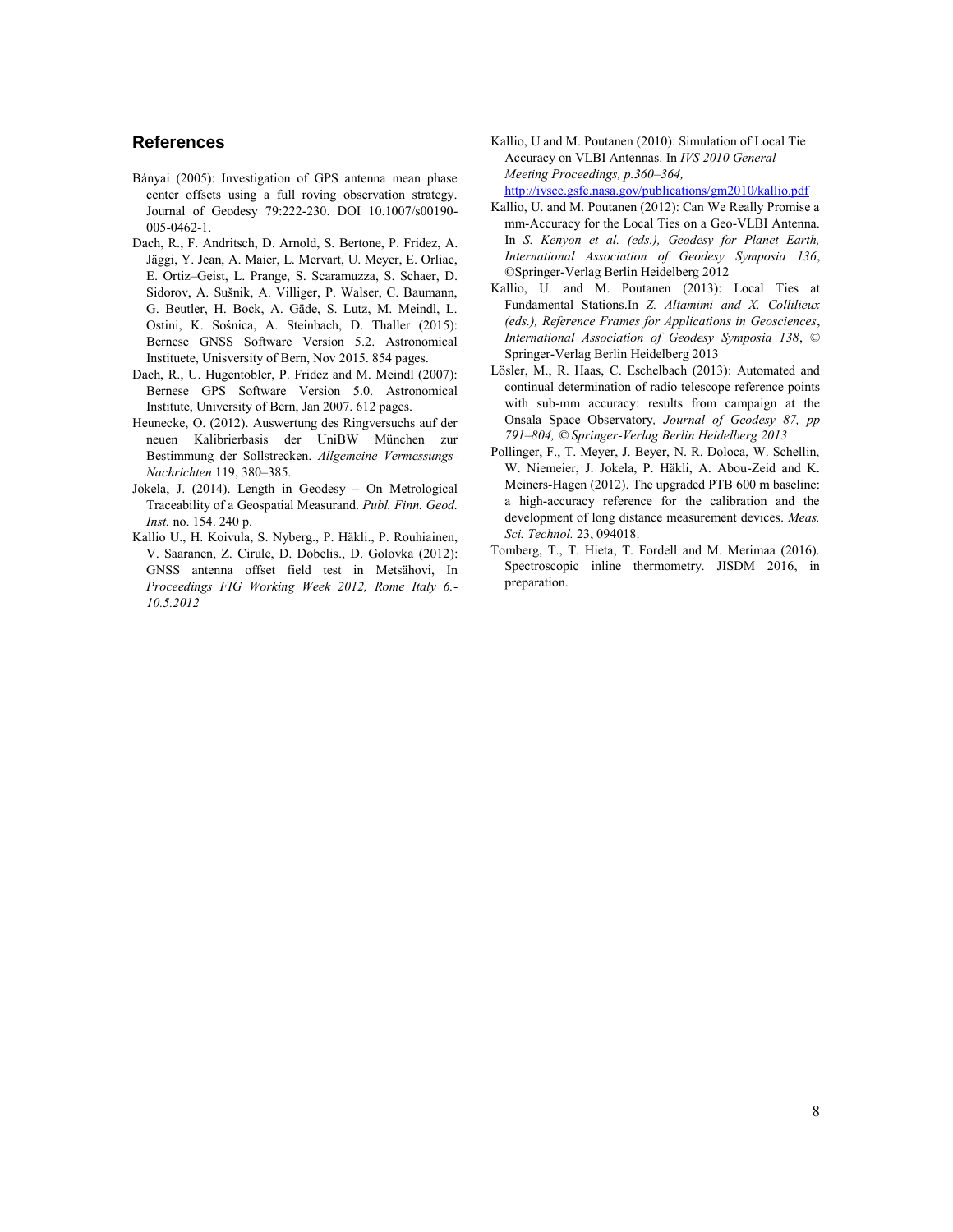## References

Bányai (2005): Investigation of GPS antenna mean phase center offsets using a full roving observation strategy. Journal of Geodesy 79:222-230. DOI 10.1007/s00190-005-0462-1.

Dach, R., F. Andritsch, D. Arnold, S. Bertone, P. Fridez, A. Jäggi, Y. Jean, A. Maier, L. Mervart, U. Meyer, E. Orliac, E. Ortiz–Geist, L. Prange, S. Scaramuzza, S. Schaer, D. Sidorov, A. Sušnik, A. Villiger, P. Walser, C. Baumann, G. Beutler, H. Bock, A. Gäde, S. Lutz, M. Meindl, L. Ostini, K. Sośnica, A. Steinbach, D. Thaller (2015): Bernese GNSS Software Version 5.2. Astronomical Instituete, Unisversity of Bern, Nov 2015. 854 pages.

Dach, R., U. Hugentobler, P. Fridez and M. Meindl (2007): Bernese GPS Software Version 5.0. Astronomical Institute, University of Bern, Jan 2007. 612 pages.

Heunecke, O. (2012). Auswertung des Ringversuchs auf der neuen Kalibrierbasis der UniBW München zur Bestimmung der Sollstrecken. *Allgemeine Vermessungs-Nachrichten* 119, 380–385.

Jokela, J. (2014). Length in Geodesy – On Metrological Traceability of a Geospatial Measurand. *Publ. Finn. Geod. Inst.* no. 154. 240 p.

Kallio U., H. Koivula, S. Nyberg., P. Häkli., P. Rouhiainen, V. Saaranen, Z. Cirule, D. Dobelis., D. Golovka (2012): GNSS antenna offset field test in Metsähovi, In *Proceedings FIG Working Week 2012, Rome Italy 6.-10.5.2012*

Kallio, U and M. Poutanen (2010): Simulation of Local Tie Accuracy on VLBI Antennas. In *IVS 2010 General Meeting Proceedings, p.360–364,* http://ivscc.gsfc.nasa.gov/publications/gm2010/kallio.pdf

Kallio, U. and M. Poutanen (2012): Can We Really Promise a mm-Accuracy for the Local Ties on a Geo-VLBI Antenna. In *S. Kenyon et al. (eds.), Geodesy for Planet Earth, International Association of Geodesy Symposia 136*, ©Springer-Verlag Berlin Heidelberg 2012

Kallio, U. and M. Poutanen (2013): Local Ties at Fundamental Stations.In *Z. Altamimi and X. Collilieux (eds.), Reference Frames for Applications in Geosciences*, *International Association of Geodesy Symposia 138*, © Springer-Verlag Berlin Heidelberg 2013

Lösler, M., R. Haas, C. Eschelbach (2013): Automated and continual determination of radio telescope reference points with sub-mm accuracy: results from campaign at the Onsala Space Observatory*, Journal of Geodesy 87, pp 791–804, © Springer-Verlag Berlin Heidelberg 2013*

Pollinger, F., T. Meyer, J. Beyer, N. R. Doloca, W. Schellin, W. Niemeier, J. Jokela, P. Häkli, A. Abou-Zeid and K. Meiners-Hagen (2012). The upgraded PTB 600 m baseline: a high-accuracy reference for the calibration and the development of long distance measurement devices. *Meas. Sci. Technol.* 23, 094018.

Tomberg, T., T. Hieta, T. Fordell and M. Merimaa (2016). Spectroscopic inline thermometry. JISDM 2016, in preparation.